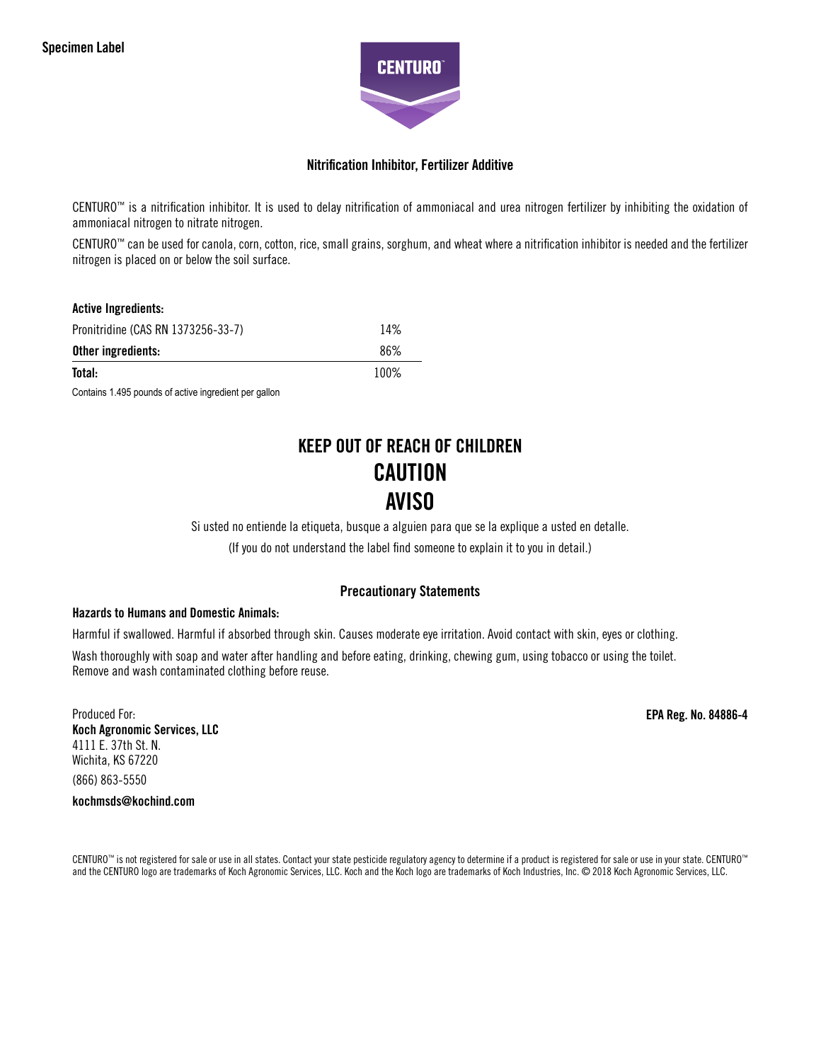Specimen Label

# CENTURO™

## Nitrification Inhibitor, Fertilizer Additive

CENTURO™ is a nitrification inhibitor. It is used to delay nitrification of ammoniacal and urea nitrogen fertilizer by inhibiting the oxidation of ammoniacal nitrogen to nitrate nitrogen.

CENTURO™ can be used for canola, corn, cotton, rice, small grains, sorghum, and wheat where a nitrification inhibitor is needed and the fertilizer nitrogen is placed on or below the soil surface.

| **Active Ingredients:** | |
|---|---|
| Pronitridine (CAS RN 1373256-33-7) | 14% |
| **Other ingredients:** | 86% |
| **Total:** | 100% |

Contains 1.495 pounds of active ingredient per gallon

## KEEP OUT OF REACH OF CHILDREN
## CAUTION
## AVISO

Si usted no entiende la etiqueta, busque a alguien para que se la explique a usted en detalle.

(If you do not understand the label find someone to explain it to you in detail.)

### Precautionary Statements

**Hazards to Humans and Domestic Animals:**

Harmful if swallowed. Harmful if absorbed through skin. Causes moderate eye irritation. Avoid contact with skin, eyes or clothing.

Wash thoroughly with soap and water after handling and before eating, drinking, chewing gum, using tobacco or using the toilet. Remove and wash contaminated clothing before reuse.

Produced For:
**Koch Agronomic Services, LLC**
4111 E. 37th St. N.
Wichita, KS 67220
(866) 863-5550
**kochmsds@kochind.com**

**EPA Reg. No. 84886-4**

CENTURO™ is not registered for sale or use in all states. Contact your state pesticide regulatory agency to determine if a product is registered for sale or use in your state. CENTURO™ and the CENTURO logo are trademarks of Koch Agronomic Services, LLC. Koch and the Koch logo are trademarks of Koch Industries, Inc. © 2018 Koch Agronomic Services, LLC.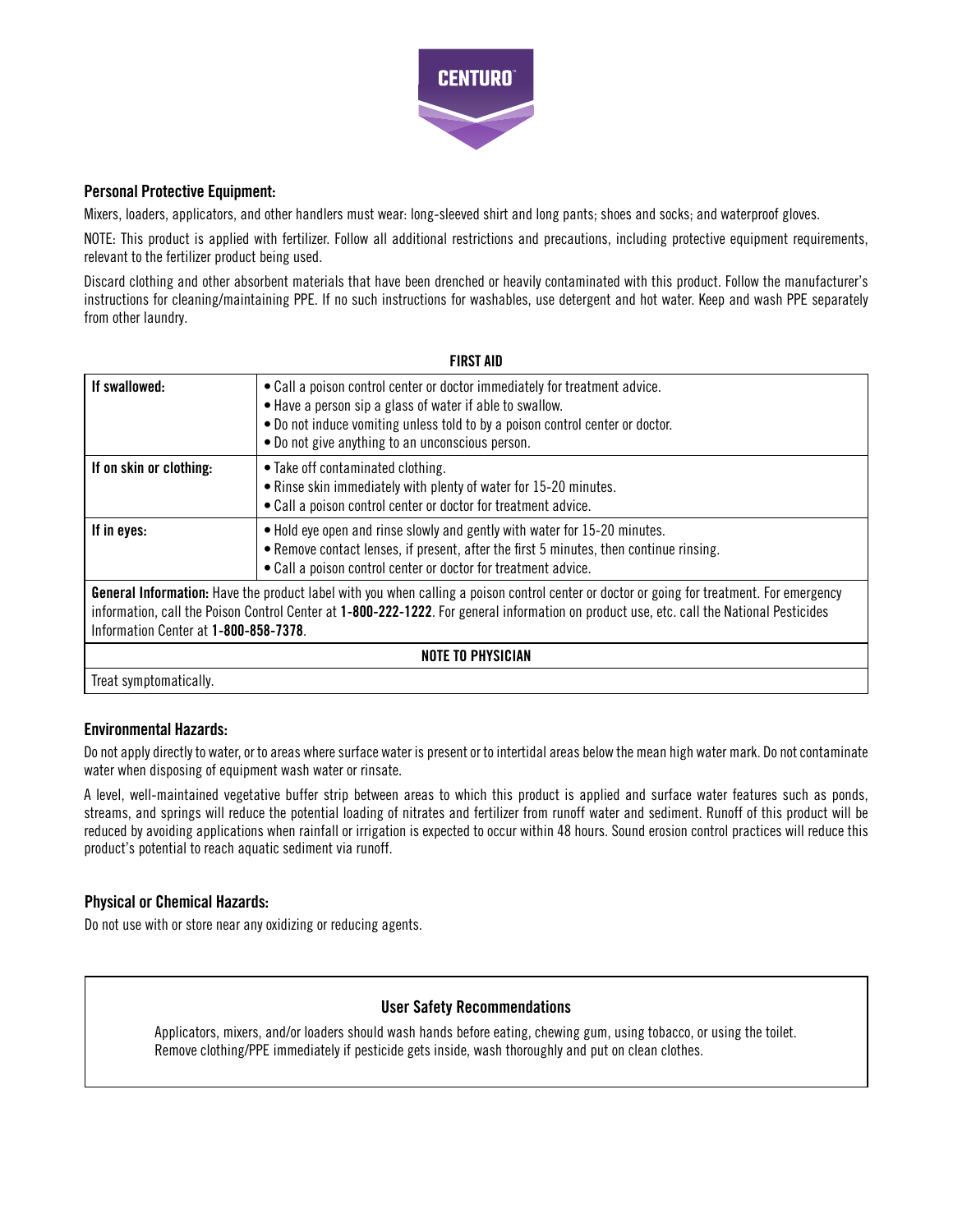CENTURO™

### Personal Protective Equipment:

Mixers, loaders, applicators, and other handlers must wear: long-sleeved shirt and long pants; shoes and socks; and waterproof gloves.

NOTE: This product is applied with fertilizer. Follow all additional restrictions and precautions, including protective equipment requirements, relevant to the fertilizer product being used.

Discard clothing and other absorbent materials that have been drenched or heavily contaminated with this product. Follow the manufacturer's instructions for cleaning/maintaining PPE. If no such instructions for washables, use detergent and hot water. Keep and wash PPE separately from other laundry.

**FIRST AID**

| | |
|---|---|
| **If swallowed:** | • Call a poison control center or doctor immediately for treatment advice.<br>• Have a person sip a glass of water if able to swallow.<br>• Do not induce vomiting unless told to by a poison control center or doctor.<br>• Do not give anything to an unconscious person. |
| **If on skin or clothing:** | • Take off contaminated clothing.<br>• Rinse skin immediately with plenty of water for 15-20 minutes.<br>• Call a poison control center or doctor for treatment advice. |
| **If in eyes:** | • Hold eye open and rinse slowly and gently with water for 15-20 minutes.<br>• Remove contact lenses, if present, after the first 5 minutes, then continue rinsing.<br>• Call a poison control center or doctor for treatment advice. |
| **General Information:** Have the product label with you when calling a poison control center or doctor or going for treatment. For emergency information, call the Poison Control Center at **1-800-222-1222**. For general information on product use, etc. call the National Pesticides Information Center at **1-800-858-7378**. | |
| **NOTE TO PHYSICIAN** | |
| Treat symptomatically. | |

### Environmental Hazards:

Do not apply directly to water, or to areas where surface water is present or to intertidal areas below the mean high water mark. Do not contaminate water when disposing of equipment wash water or rinsate.

A level, well-maintained vegetative buffer strip between areas to which this product is applied and surface water features such as ponds, streams, and springs will reduce the potential loading of nitrates and fertilizer from runoff water and sediment. Runoff of this product will be reduced by avoiding applications when rainfall or irrigation is expected to occur within 48 hours. Sound erosion control practices will reduce this product's potential to reach aquatic sediment via runoff.

### Physical or Chemical Hazards:

Do not use with or store near any oxidizing or reducing agents.

### User Safety Recommendations

Applicators, mixers, and/or loaders should wash hands before eating, chewing gum, using tobacco, or using the toilet. Remove clothing/PPE immediately if pesticide gets inside, wash thoroughly and put on clean clothes.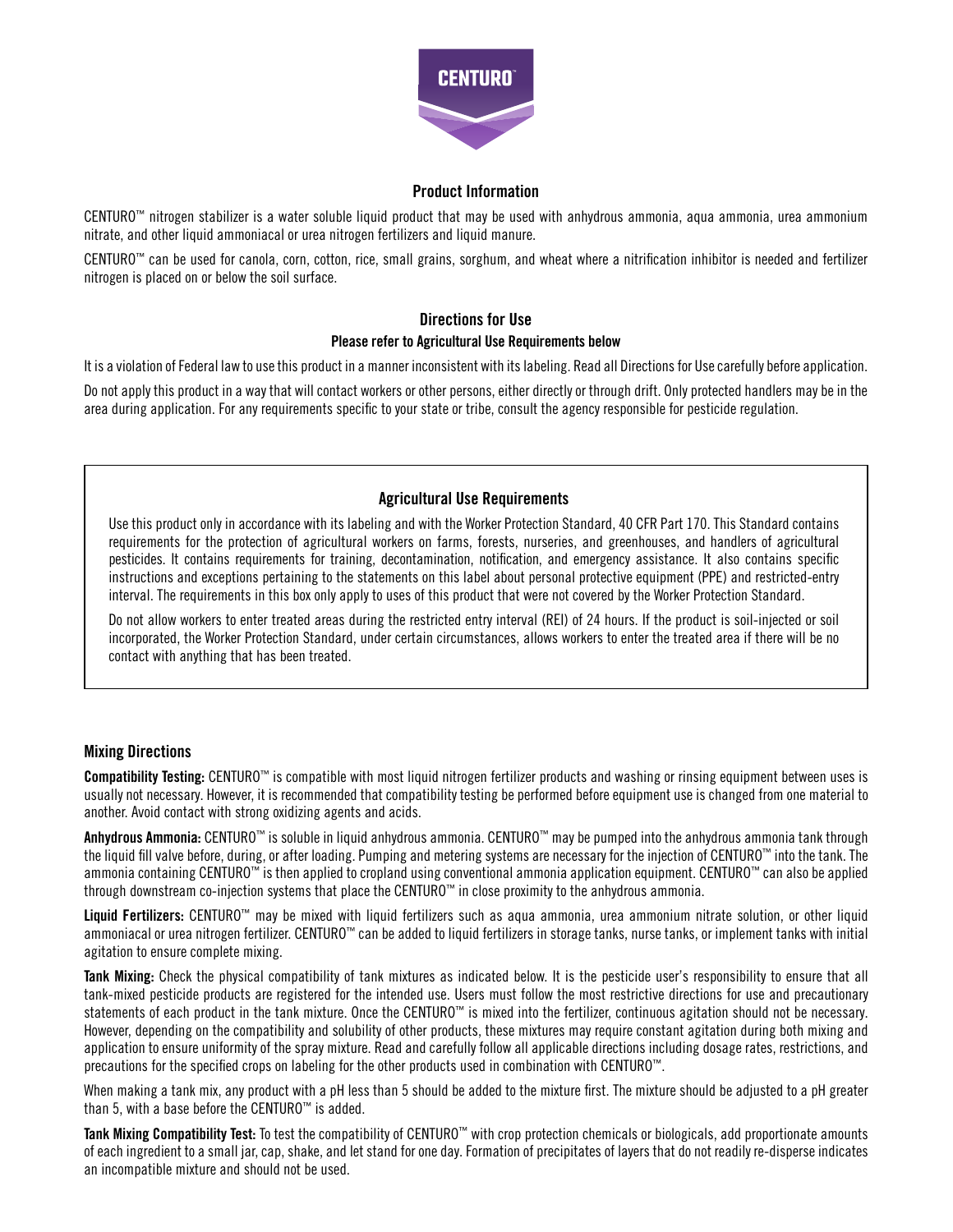CENTURO™

## Product Information

CENTURO™ nitrogen stabilizer is a water soluble liquid product that may be used with anhydrous ammonia, aqua ammonia, urea ammonium nitrate, and other liquid ammoniacal or urea nitrogen fertilizers and liquid manure.

CENTURO™ can be used for canola, corn, cotton, rice, small grains, sorghum, and wheat where a nitrification inhibitor is needed and fertilizer nitrogen is placed on or below the soil surface.

## Directions for Use

### Please refer to Agricultural Use Requirements below

It is a violation of Federal law to use this product in a manner inconsistent with its labeling. Read all Directions for Use carefully before application.

Do not apply this product in a way that will contact workers or other persons, either directly or through drift. Only protected handlers may be in the area during application. For any requirements specific to your state or tribe, consult the agency responsible for pesticide regulation.

### Agricultural Use Requirements

Use this product only in accordance with its labeling and with the Worker Protection Standard, 40 CFR Part 170. This Standard contains requirements for the protection of agricultural workers on farms, forests, nurseries, and greenhouses, and handlers of agricultural pesticides. It contains requirements for training, decontamination, notification, and emergency assistance. It also contains specific instructions and exceptions pertaining to the statements on this label about personal protective equipment (PPE) and restricted-entry interval. The requirements in this box only apply to uses of this product that were not covered by the Worker Protection Standard.

Do not allow workers to enter treated areas during the restricted entry interval (REI) of 24 hours. If the product is soil-injected or soil incorporated, the Worker Protection Standard, under certain circumstances, allows workers to enter the treated area if there will be no contact with anything that has been treated.

## Mixing Directions

**Compatibility Testing:** CENTURO™ is compatible with most liquid nitrogen fertilizer products and washing or rinsing equipment between uses is usually not necessary. However, it is recommended that compatibility testing be performed before equipment use is changed from one material to another. Avoid contact with strong oxidizing agents and acids.

**Anhydrous Ammonia:** CENTURO™ is soluble in liquid anhydrous ammonia. CENTURO™ may be pumped into the anhydrous ammonia tank through the liquid fill valve before, during, or after loading. Pumping and metering systems are necessary for the injection of CENTURO™ into the tank. The ammonia containing CENTURO™ is then applied to cropland using conventional ammonia application equipment. CENTURO™ can also be applied through downstream co-injection systems that place the CENTURO™ in close proximity to the anhydrous ammonia.

**Liquid Fertilizers:** CENTURO™ may be mixed with liquid fertilizers such as aqua ammonia, urea ammonium nitrate solution, or other liquid ammoniacal or urea nitrogen fertilizer. CENTURO™ can be added to liquid fertilizers in storage tanks, nurse tanks, or implement tanks with initial agitation to ensure complete mixing.

**Tank Mixing:** Check the physical compatibility of tank mixtures as indicated below. It is the pesticide user's responsibility to ensure that all tank-mixed pesticide products are registered for the intended use. Users must follow the most restrictive directions for use and precautionary statements of each product in the tank mixture. Once the CENTURO™ is mixed into the fertilizer, continuous agitation should not be necessary. However, depending on the compatibility and solubility of other products, these mixtures may require constant agitation during both mixing and application to ensure uniformity of the spray mixture. Read and carefully follow all applicable directions including dosage rates, restrictions, and precautions for the specified crops on labeling for the other products used in combination with CENTURO™.

When making a tank mix, any product with a pH less than 5 should be added to the mixture first. The mixture should be adjusted to a pH greater than 5, with a base before the CENTURO™ is added.

**Tank Mixing Compatibility Test:** To test the compatibility of CENTURO™ with crop protection chemicals or biologicals, add proportionate amounts of each ingredient to a small jar, cap, shake, and let stand for one day. Formation of precipitates of layers that do not readily re-disperse indicates an incompatible mixture and should not be used.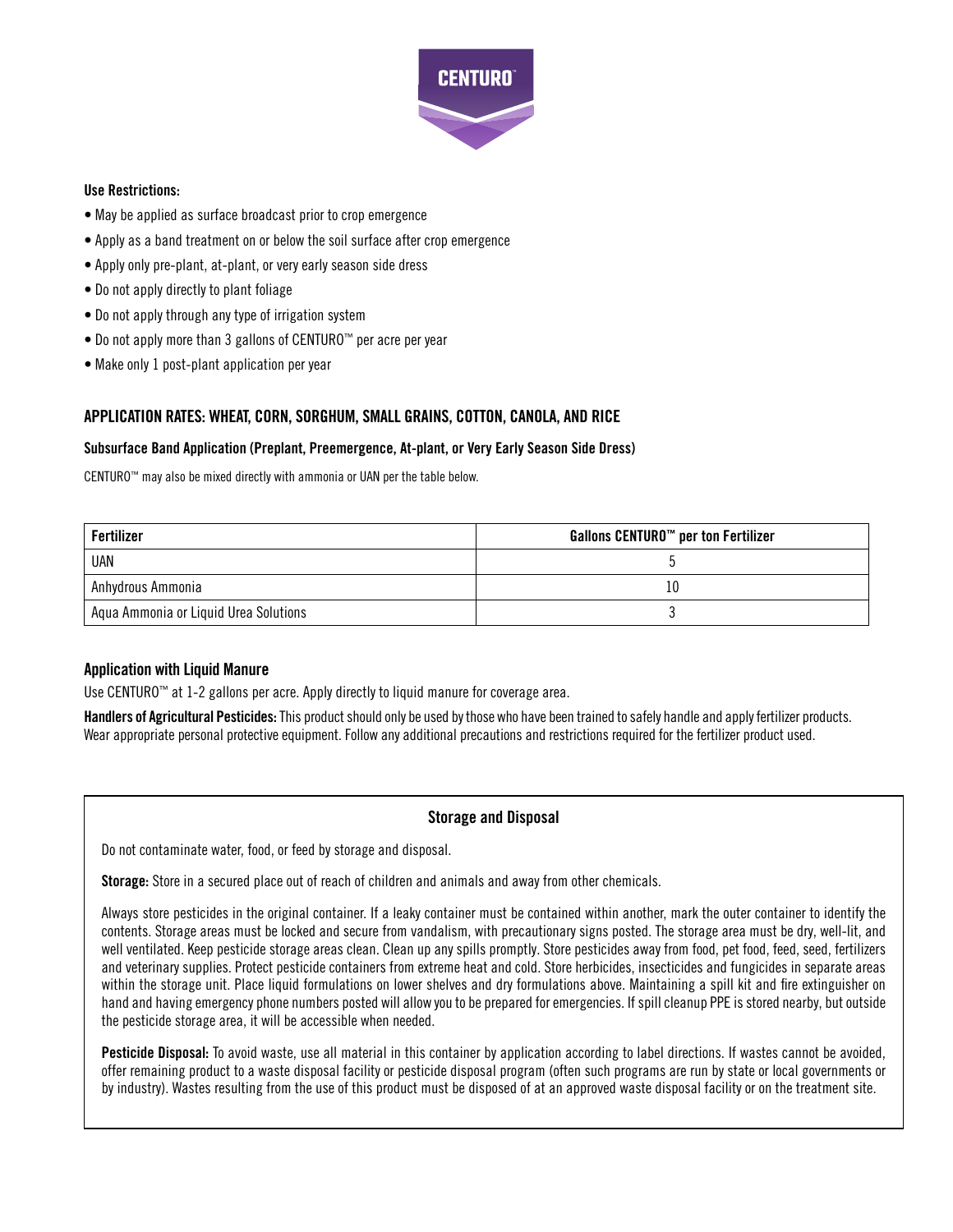**Use Restrictions:**

- May be applied as surface broadcast prior to crop emergence
- Apply as a band treatment on or below the soil surface after crop emergence
- Apply only pre-plant, at-plant, or very early season side dress
- Do not apply directly to plant foliage
- Do not apply through any type of irrigation system
- Do not apply more than 3 gallons of CENTURO™ per acre per year
- Make only 1 post-plant application per year

## APPLICATION RATES: WHEAT, CORN, SORGHUM, SMALL GRAINS, COTTON, CANOLA, AND RICE

### Subsurface Band Application (Preplant, Preemergence, At-plant, or Very Early Season Side Dress)

CENTURO™ may also be mixed directly with ammonia or UAN per the table below.

| Fertilizer | Gallons CENTURO™ per ton Fertilizer |
|---|---|
| UAN | 5 |
| Anhydrous Ammonia | 10 |
| Aqua Ammonia or Liquid Urea Solutions | 3 |

### Application with Liquid Manure

Use CENTURO™ at 1-2 gallons per acre. Apply directly to liquid manure for coverage area.

**Handlers of Agricultural Pesticides:** This product should only be used by those who have been trained to safely handle and apply fertilizer products. Wear appropriate personal protective equipment. Follow any additional precautions and restrictions required for the fertilizer product used.

### Storage and Disposal

Do not contaminate water, food, or feed by storage and disposal.

**Storage:** Store in a secured place out of reach of children and animals and away from other chemicals.

Always store pesticides in the original container. If a leaky container must be contained within another, mark the outer container to identify the contents. Storage areas must be locked and secure from vandalism, with precautionary signs posted. The storage area must be dry, well-lit, and well ventilated. Keep pesticide storage areas clean. Clean up any spills promptly. Store pesticides away from food, pet food, feed, seed, fertilizers and veterinary supplies. Protect pesticide containers from extreme heat and cold. Store herbicides, insecticides and fungicides in separate areas within the storage unit. Place liquid formulations on lower shelves and dry formulations above. Maintaining a spill kit and fire extinguisher on hand and having emergency phone numbers posted will allow you to be prepared for emergencies. If spill cleanup PPE is stored nearby, but outside the pesticide storage area, it will be accessible when needed.

**Pesticide Disposal:** To avoid waste, use all material in this container by application according to label directions. If wastes cannot be avoided, offer remaining product to a waste disposal facility or pesticide disposal program (often such programs are run by state or local governments or by industry). Wastes resulting from the use of this product must be disposed of at an approved waste disposal facility or on the treatment site.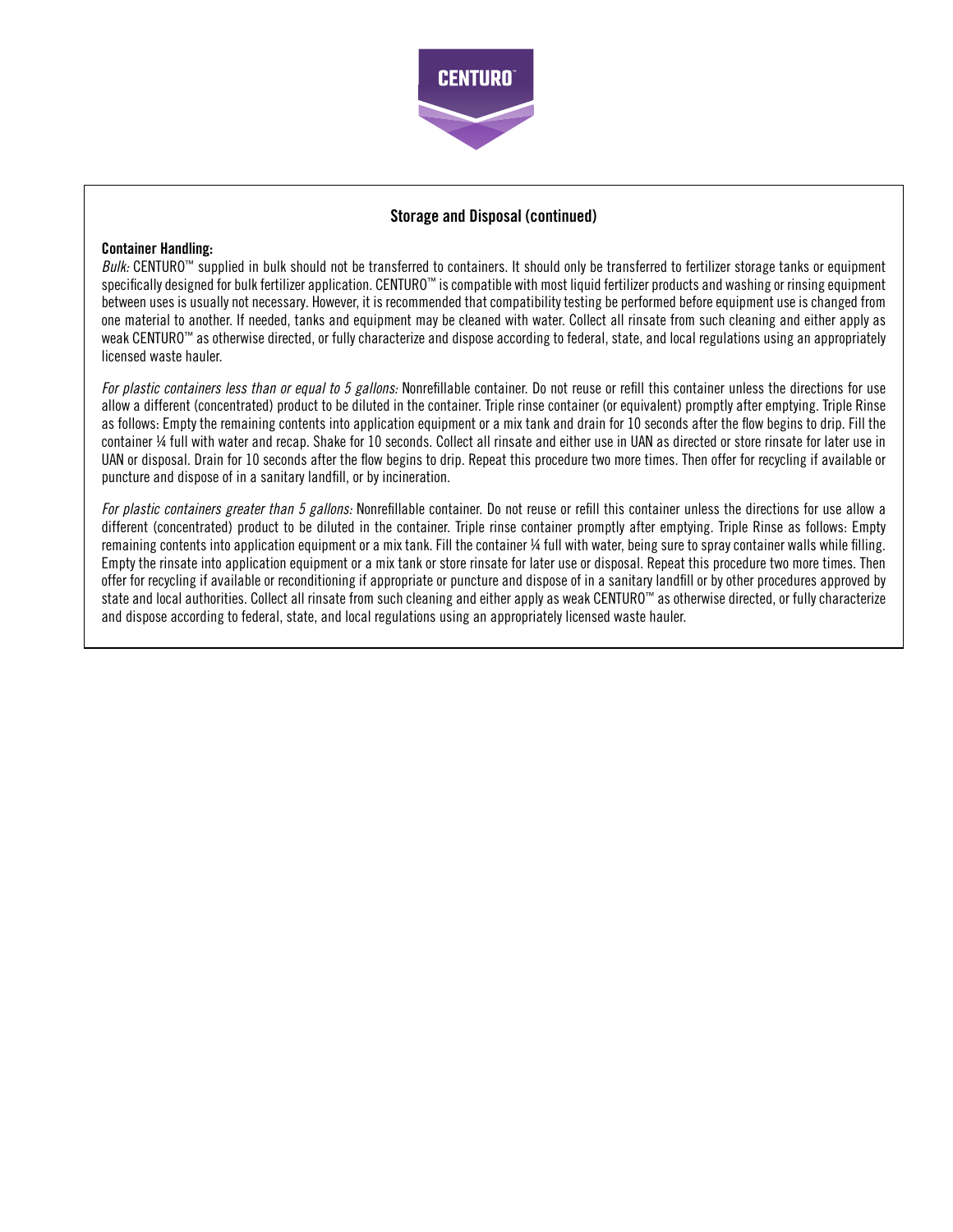## Storage and Disposal (continued)

**Container Handling:**

*Bulk:* CENTURO™ supplied in bulk should not be transferred to containers. It should only be transferred to fertilizer storage tanks or equipment specifically designed for bulk fertilizer application. CENTURO™ is compatible with most liquid fertilizer products and washing or rinsing equipment between uses is usually not necessary. However, it is recommended that compatibility testing be performed before equipment use is changed from one material to another. If needed, tanks and equipment may be cleaned with water. Collect all rinsate from such cleaning and either apply as weak CENTURO™ as otherwise directed, or fully characterize and dispose according to federal, state, and local regulations using an appropriately licensed waste hauler.

*For plastic containers less than or equal to 5 gallons:* Nonrefillable container. Do not reuse or refill this container unless the directions for use allow a different (concentrated) product to be diluted in the container. Triple rinse container (or equivalent) promptly after emptying. Triple Rinse as follows: Empty the remaining contents into application equipment or a mix tank and drain for 10 seconds after the flow begins to drip. Fill the container ¼ full with water and recap. Shake for 10 seconds. Collect all rinsate and either use in UAN as directed or store rinsate for later use in UAN or disposal. Drain for 10 seconds after the flow begins to drip. Repeat this procedure two more times. Then offer for recycling if available or puncture and dispose of in a sanitary landfill, or by incineration.

*For plastic containers greater than 5 gallons:* Nonrefillable container. Do not reuse or refill this container unless the directions for use allow a different (concentrated) product to be diluted in the container. Triple rinse container promptly after emptying. Triple Rinse as follows: Empty remaining contents into application equipment or a mix tank. Fill the container ¼ full with water, being sure to spray container walls while filling. Empty the rinsate into application equipment or a mix tank or store rinsate for later use or disposal. Repeat this procedure two more times. Then offer for recycling if available or reconditioning if appropriate or puncture and dispose of in a sanitary landfill or by other procedures approved by state and local authorities. Collect all rinsate from such cleaning and either apply as weak CENTURO™ as otherwise directed, or fully characterize and dispose according to federal, state, and local regulations using an appropriately licensed waste hauler.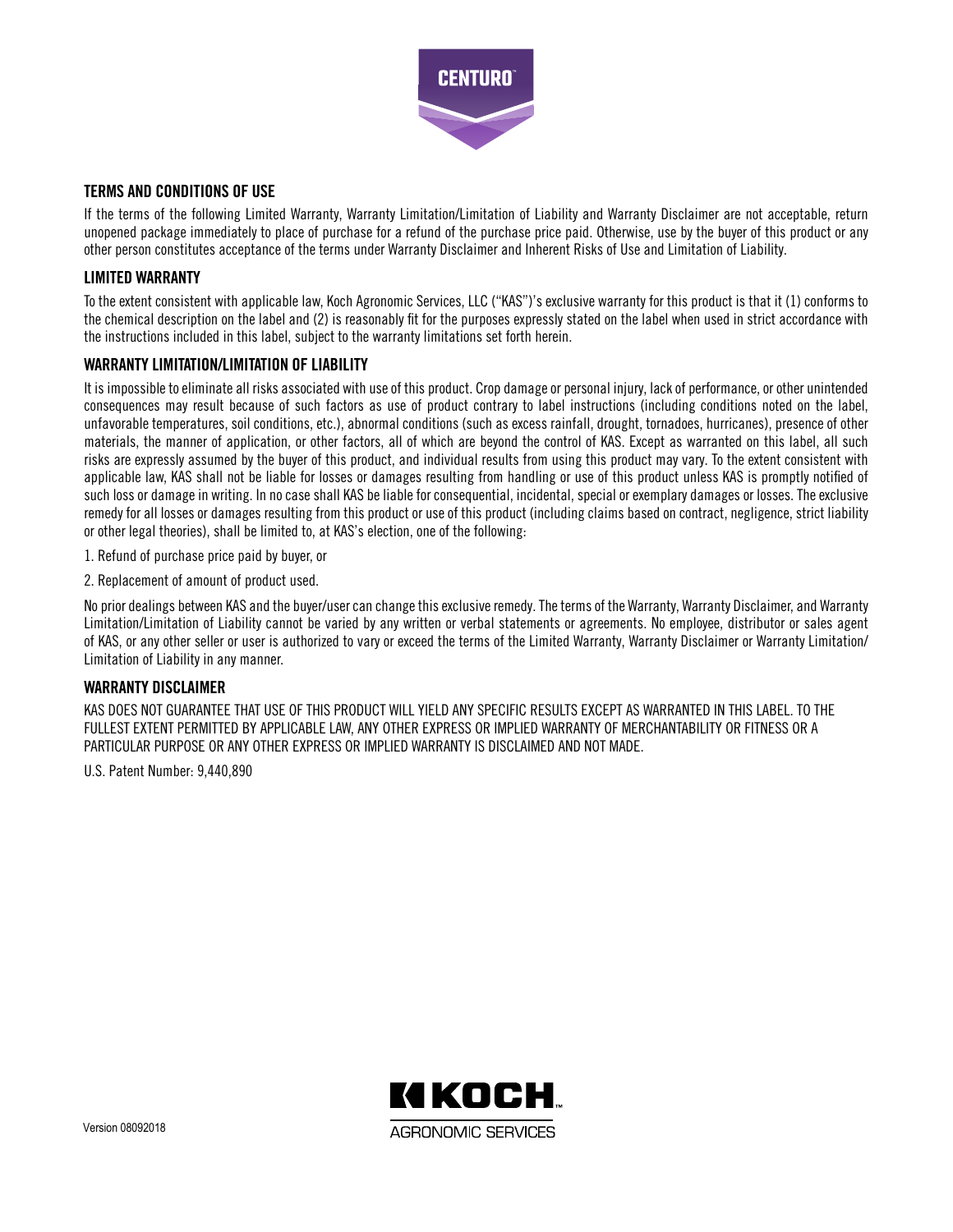CENTURO™

## TERMS AND CONDITIONS OF USE

If the terms of the following Limited Warranty, Warranty Limitation/Limitation of Liability and Warranty Disclaimer are not acceptable, return unopened package immediately to place of purchase for a refund of the purchase price paid. Otherwise, use by the buyer of this product or any other person constitutes acceptance of the terms under Warranty Disclaimer and Inherent Risks of Use and Limitation of Liability.

## LIMITED WARRANTY

To the extent consistent with applicable law, Koch Agronomic Services, LLC ("KAS")'s exclusive warranty for this product is that it (1) conforms to the chemical description on the label and (2) is reasonably fit for the purposes expressly stated on the label when used in strict accordance with the instructions included in this label, subject to the warranty limitations set forth herein.

## WARRANTY LIMITATION/LIMITATION OF LIABILITY

It is impossible to eliminate all risks associated with use of this product. Crop damage or personal injury, lack of performance, or other unintended consequences may result because of such factors as use of product contrary to label instructions (including conditions noted on the label, unfavorable temperatures, soil conditions, etc.), abnormal conditions (such as excess rainfall, drought, tornadoes, hurricanes), presence of other materials, the manner of application, or other factors, all of which are beyond the control of KAS. Except as warranted on this label, all such risks are expressly assumed by the buyer of this product, and individual results from using this product may vary. To the extent consistent with applicable law, KAS shall not be liable for losses or damages resulting from handling or use of this product unless KAS is promptly notified of such loss or damage in writing. In no case shall KAS be liable for consequential, incidental, special or exemplary damages or losses. The exclusive remedy for all losses or damages resulting from this product or use of this product (including claims based on contract, negligence, strict liability or other legal theories), shall be limited to, at KAS's election, one of the following:

1. Refund of purchase price paid by buyer, or
2. Replacement of amount of product used.

No prior dealings between KAS and the buyer/user can change this exclusive remedy. The terms of the Warranty, Warranty Disclaimer, and Warranty Limitation/Limitation of Liability cannot be varied by any written or verbal statements or agreements. No employee, distributor or sales agent of KAS, or any other seller or user is authorized to vary or exceed the terms of the Limited Warranty, Warranty Disclaimer or Warranty Limitation/Limitation of Liability in any manner.

## WARRANTY DISCLAIMER

KAS DOES NOT GUARANTEE THAT USE OF THIS PRODUCT WILL YIELD ANY SPECIFIC RESULTS EXCEPT AS WARRANTED IN THIS LABEL. TO THE FULLEST EXTENT PERMITTED BY APPLICABLE LAW, ANY OTHER EXPRESS OR IMPLIED WARRANTY OF MERCHANTABILITY OR FITNESS OR A PARTICULAR PURPOSE OR ANY OTHER EXPRESS OR IMPLIED WARRANTY IS DISCLAIMED AND NOT MADE.

U.S. Patent Number: 9,440,890

Version 08092018

KOCH™
AGRONOMIC SERVICES